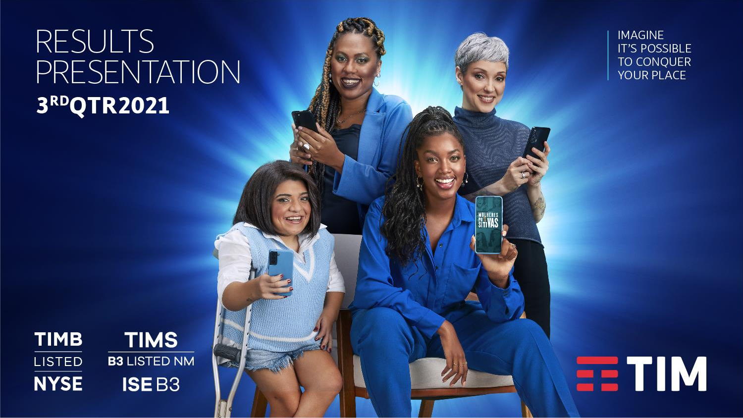# RESULTS PRESENTATION

## 3RD QTR 2021

IMAGINE IT'S POSSIBLE TO CONQUER YOUR PLACE

TIMB LISTED NYSE

TIMS B3 LISTED NM ISE B3

TIM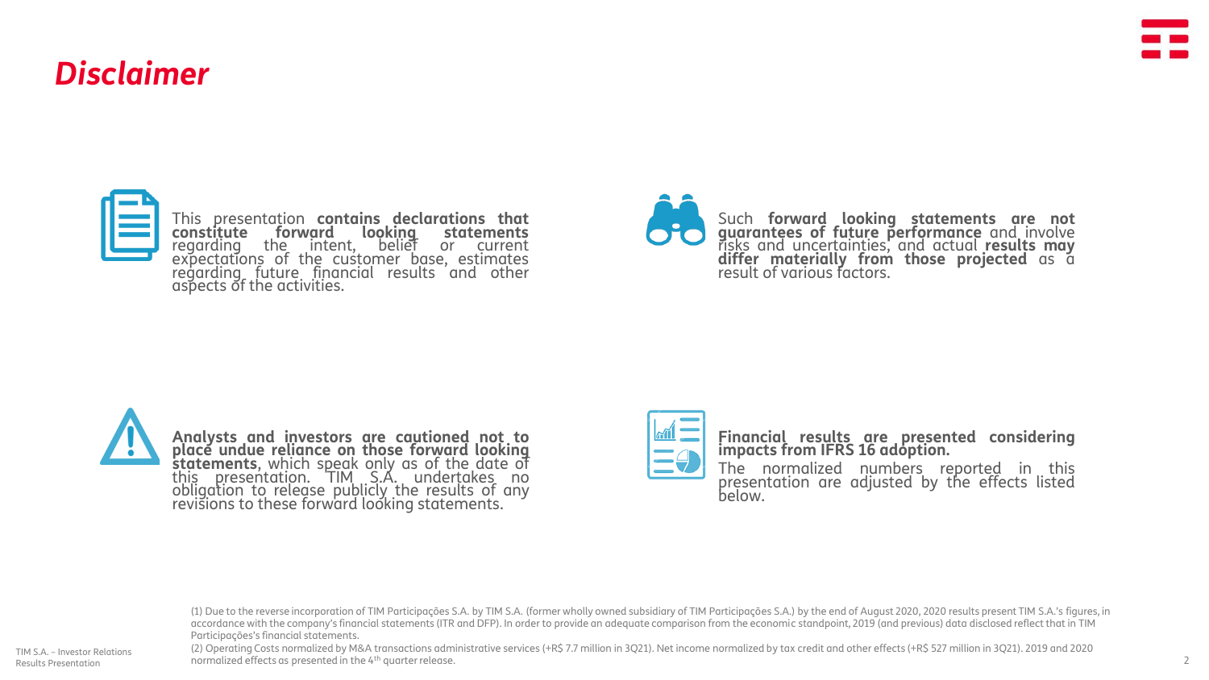# Disclaimer

This presentation **contains declarations that constitute forward looking statements** regarding the intent, belief or current expectations of the customer base, estimates regarding future financial results and other aspects of the activities.

Such **forward looking statements are not guarantees of future performance** and involve risks and uncertainties, and actual **results may differ materially from those projected** as a result of various factors.

**Analysts and investors are cautioned not to place undue reliance on those forward looking statements**, which speak only as of the date of this presentation. TIM S.A. undertakes no obligation to release publicly the results of any revisions to these forward looking statements.

**Financial results are presented considering impacts from IFRS 16 adoption.**

The normalized numbers reported in this presentation are adjusted by the effects listed below.

(1) Due to the reverse incorporation of TIM Participações S.A. by TIM S.A. (former wholly owned subsidiary of TIM Participações S.A.) by the end of August 2020, 2020 results present TIM S.A.'s figures, in accordance with the company's financial statements (ITR and DFP). In order to provide an adequate comparison from the economic standpoint, 2019 (and previous) data disclosed reflect that in TIM Participações's financial statements.

(2) Operating Costs normalized by M&A transactions administrative services (+R$ 7.7 million in 3Q21). Net income normalized by tax credit and other effects (+R$ 527 million in 3Q21). 2019 and 2020 normalized effects as presented in the 4th quarter release.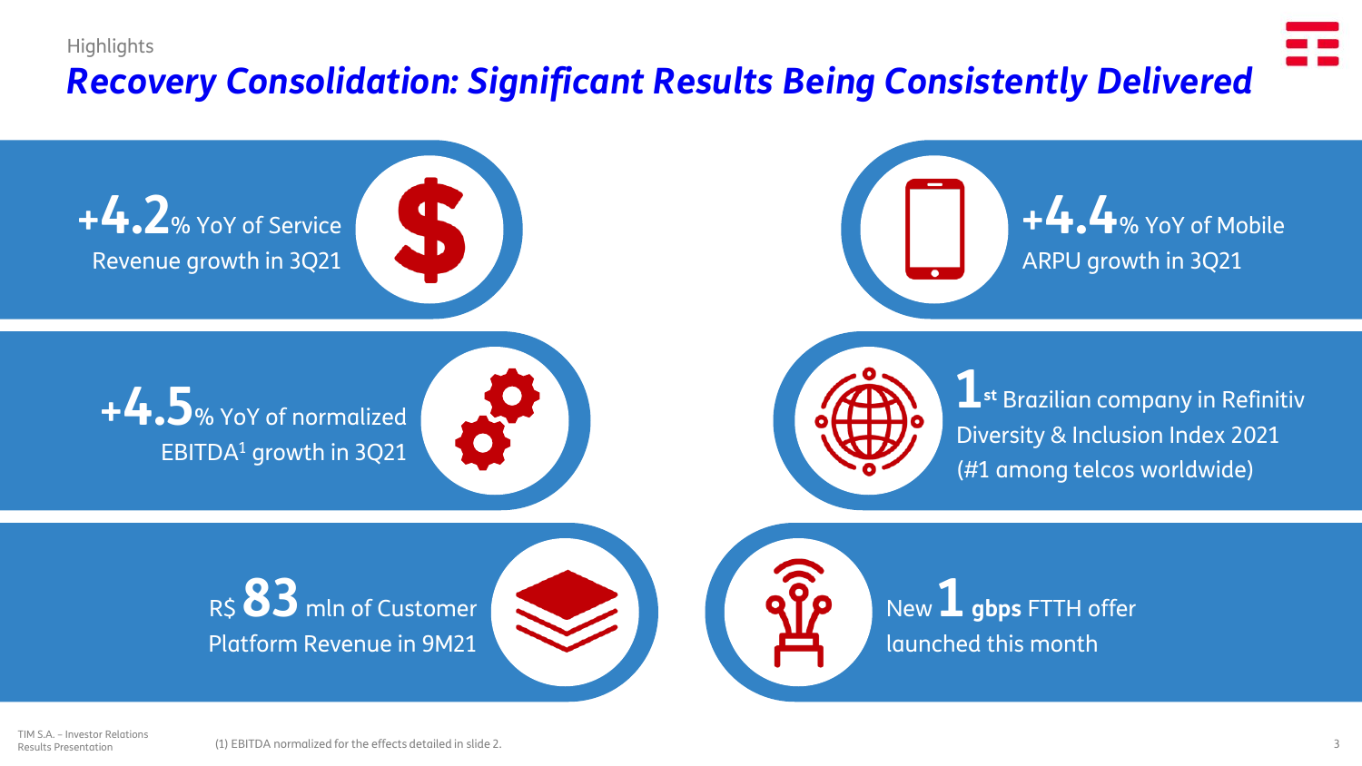Highlights

# *Recovery Consolidation: Significant Results Being Consistently Delivered*

**+4.2**% YoY of Service Revenue growth in 3Q21

**+4.4**% YoY of Mobile ARPU growth in 3Q21

**+4.5**% YoY of normalized EBITDA[1] growth in 3Q21

**1**st Brazilian company in Refinitiv Diversity & Inclusion Index 2021 (#1 among telcos worldwide)

R$ **83** mln of Customer Platform Revenue in 9M21

New **1 gbps** FTTH offer launched this month

(1) EBITDA normalized for the effects detailed in slide 2.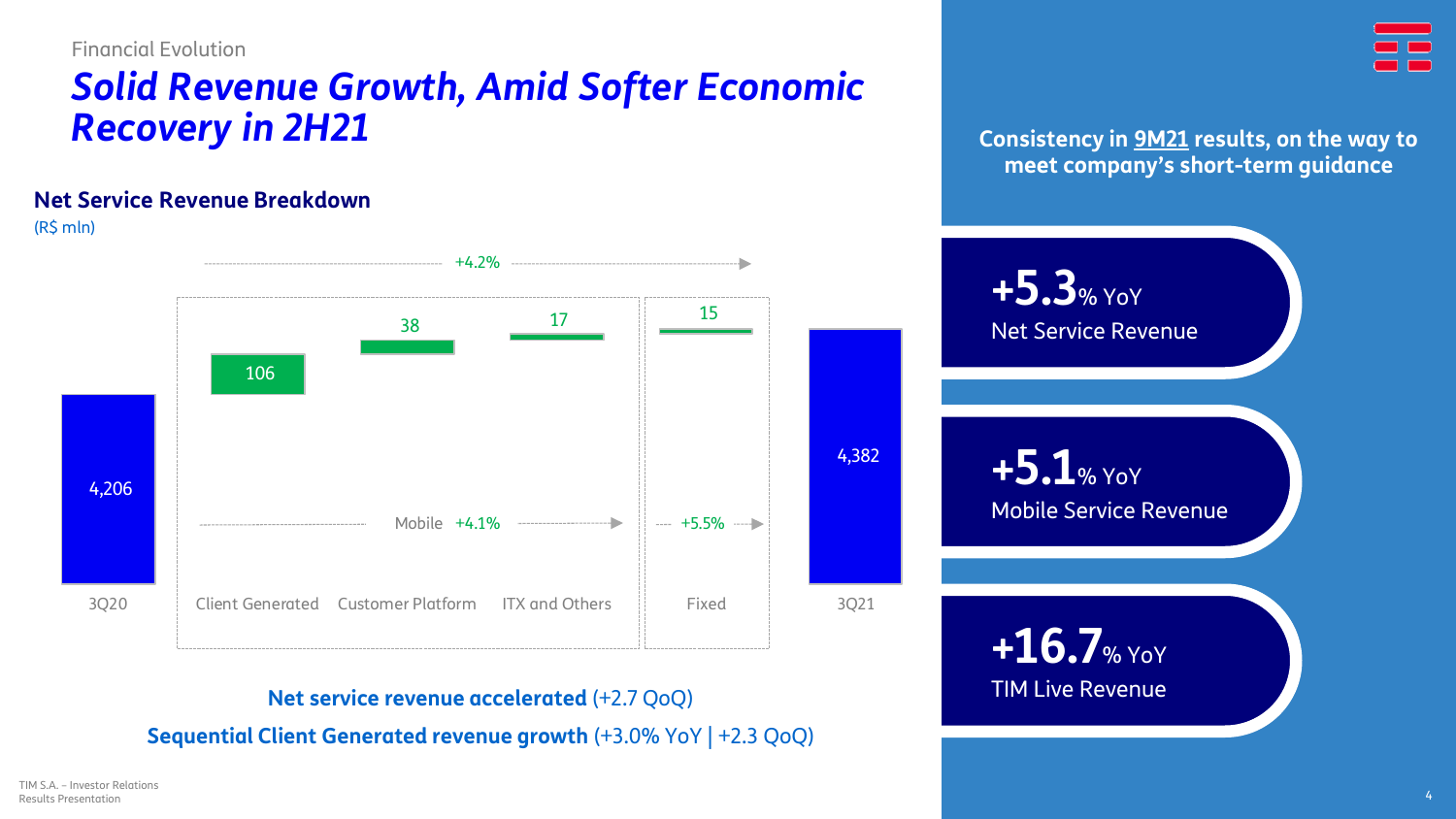Financial Evolution

# *Solid Revenue Growth, Amid Softer Economic Recovery in 2H21*

## Net Service Revenue Breakdown

(R$ mln)

+4.2%

| 3Q20 | Client Generated | Customer Platform | ITX and Others | Fixed | 3Q21 |
|---|---|---|---|---|---|
| 4,206 | 106 | 38 | 17 | 15 | 4,382 |

Mobile +4.1% | Fixed +5.5%

**Net service revenue accelerated** (+2.7 QoQ)

**Sequential Client Generated revenue growth** (+3.0% YoY | +2.3 QoQ)

**Consistency in 9M21 results, on the way to meet company's short-term guidance**

**+5.3**% YoY
Net Service Revenue

**+5.1**% YoY
Mobile Service Revenue

**+16.7**% YoY
TIM Live Revenue

TIM S.A. – Investor Relations
Results Presentation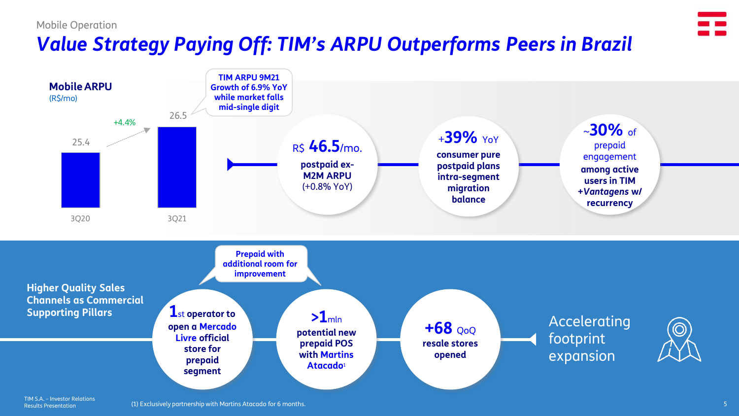Mobile Operation

# *Value Strategy Paying Off: TIM's ARPU Outperforms Peers in Brazil*

**Mobile ARPU**
(R$/mo)

| | 3Q20 | 3Q21 |
|---|---|---|
| Mobile ARPU | 25.4 | 26.5 |

+4.4%

**TIM ARPU 9M21 Growth of 6.9% YoY while market falls mid-single digit**

- R$ **46.5**/mo. **postpaid ex-M2M ARPU** (+0.8% YoY)
- **+39%** YoY **consumer pure postpaid plans intra-segment migration balance**
- **~30%** of prepaid engagement **among active users in TIM *+Vantagens* w/ recurrency**

## Higher Quality Sales Channels as Commercial Supporting Pillars

**Prepaid with additional room for improvement**

- **1st operator to open a Mercado Livre official store for prepaid segment**
- **>1mln potential new prepaid POS with Martins Atacado**[1]
- **+68** QoQ **resale stores opened**

Accelerating footprint expansion

(1) Exclusively partnership with Martins Atacado for 6 months.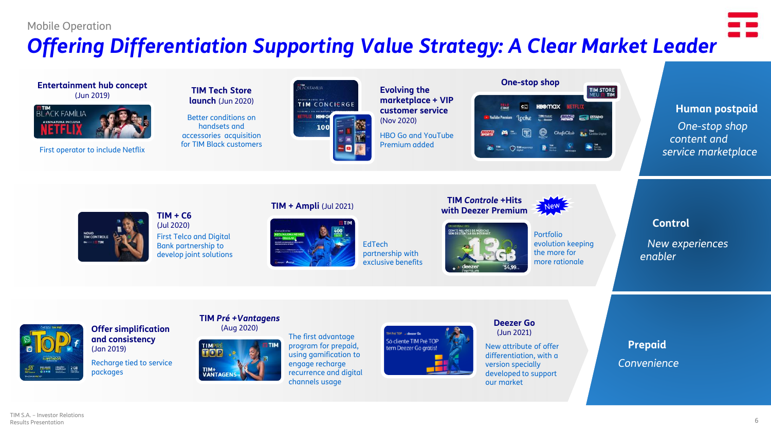Mobile Operation

# *Offering Differentiation Supporting Value Strategy: A Clear Market Leader*

## Human postpaid

*One-stop shop content and service marketplace*

**Entertainment hub concept** (Jun 2019)

First operator to include Netflix

**TIM Tech Store launch** (Jun 2020)

Better conditions on handsets and accessories acquisition for TIM Black customers

**Evolving the marketplace + VIP customer service** (Nov 2020)

HBO Go and YouTube Premium added

**One-stop shop**

## Control

*New experiences enabler*

**TIM + C6** (Jul 2020)

First Telco and Digital Bank partnership to develop joint solutions

**TIM + Ampli** (Jul 2021)

EdTech partnership with exclusive benefits

**TIM *Controle* +Hits with Deezer Premium** — New

Portfolio evolution keeping the more for more rationale

## Prepaid

*Convenience*

**Offer simplification and consistency** (Jan 2019)

Recharge tied to service packages

**TIM *Pré +Vantagens*** (Aug 2020)

The first advantage program for prepaid, using gamification to engage recharge recurrence and digital channels usage

**Deezer Go** (Jun 2021)

New attribute of offer differentiation, with a version specially developed to support our market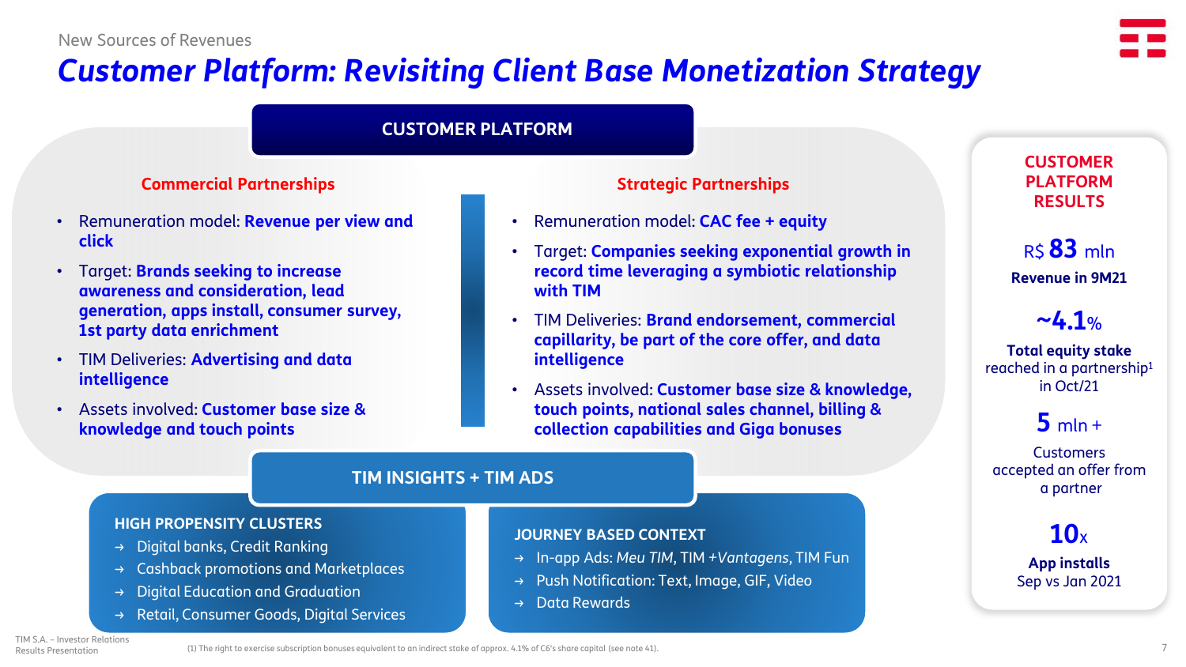New Sources of Revenues

# Customer Platform: Revisiting Client Base Monetization Strategy

## CUSTOMER PLATFORM

### Commercial Partnerships

- Remuneration model: **Revenue per view and click**
- Target: **Brands seeking to increase awareness and consideration, lead generation, apps install, consumer survey, 1st party data enrichment**
- TIM Deliveries: **Advertising and data intelligence**
- Assets involved: **Customer base size & knowledge and touch points**

### Strategic Partnerships

- Remuneration model: **CAC fee + equity**
- Target: **Companies seeking exponential growth in record time leveraging a symbiotic relationship with TIM**
- TIM Deliveries: **Brand endorsement, commercial capillarity, be part of the core offer, and data intelligence**
- Assets involved: **Customer base size & knowledge, touch points, national sales channel, billing & collection capabilities and Giga bonuses**

## TIM INSIGHTS + TIM ADS

**HIGH PROPENSITY CLUSTERS**

→ Digital banks, Credit Ranking
→ Cashback promotions and Marketplaces
→ Digital Education and Graduation
→ Retail, Consumer Goods, Digital Services

**JOURNEY BASED CONTEXT**

→ In-app Ads: *Meu TIM*, TIM *+Vantagens*, TIM Fun
→ Push Notification: Text, Image, GIF, Video
→ Data Rewards

## CUSTOMER PLATFORM RESULTS

**R$ 83 mln**
**Revenue in 9M21**

**~4.1%**
**Total equity stake** reached in a partnership[1] in Oct/21

**5 mln +**
Customers accepted an offer from a partner

**10x**
**App installs**
Sep vs Jan 2021

(1) The right to exercise subscription bonuses equivalent to an indirect stake of approx. 4.1% of C6's share capital (see note 41).

TIM S.A. – Investor Relations
Results Presentation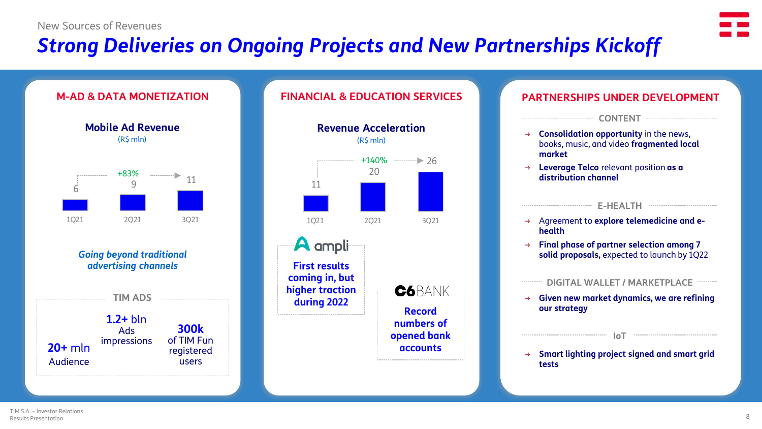New Sources of Revenues

# Strong Deliveries on Ongoing Projects and New Partnerships Kickoff

## M-AD & DATA MONETIZATION

### Mobile Ad Revenue
(R$ mln)

| 1Q21 | 2Q21 | 3Q21 |
|---|---|---|
| 6 | 9 | 11 |

+83% (1Q21 → 3Q21)

*Going beyond traditional advertising channels*

**TIM ADS**

- **20+** mln Audience
- **1.2+** bln Ads impressions
- **300k** of TIM Fun registered users

## FINANCIAL & EDUCATION SERVICES

### Revenue Acceleration
(R$ mln)

| 1Q21 | 2Q21 | 3Q21 |
|---|---|---|
| 11 | 20 | 26 |

+140% (1Q21 → 3Q21)

**ampli**: First results coming in, but higher traction during 2022

**C6 BANK**: Record numbers of opened bank accounts

## PARTNERSHIPS UNDER DEVELOPMENT

**CONTENT**

- **Consolidation opportunity** in the news, books, music, and video **fragmented local market**
- **Leverage Telco** relevant position **as a distribution channel**

**E-HEALTH**

- Agreement to **explore telemedicine and e-health**
- **Final phase of partner selection among 7 solid proposals,** expected to launch by 1Q22

**DIGITAL WALLET / MARKETPLACE**

- **Given new market dynamics, we are refining our strategy**

**IoT**

- **Smart lighting project signed and smart grid tests**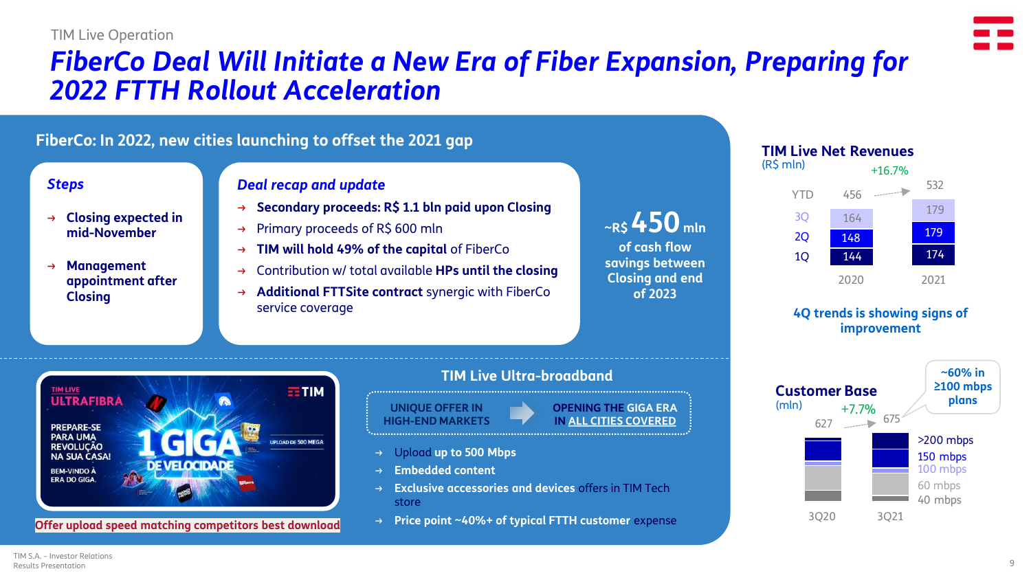TIM Live Operation

# *FiberCo Deal Will Initiate a New Era of Fiber Expansion, Preparing for 2022 FTTH Rollout Acceleration*

## FiberCo: In 2022, new cities launching to offset the 2021 gap

### *Steps*

- **Closing expected in mid-November**
- **Management appointment after Closing**

### *Deal recap and update*

- **Secondary proceeds: R$ 1.1 bln paid upon Closing**
- Primary proceeds of R$ 600 mln
- **TIM will hold 49% of the capital** of FiberCo
- Contribution w/ total available **HPs until the closing**
- **Additional FTTSite contract** synergic with FiberCo service coverage

**~R$ 450 mln of cash flow savings between Closing and end of 2023**

## TIM Live Net Revenues

(R$ mln)

| | 2020 | 2021 |
|---|---|---|
| YTD | 456 | 532 |
| 3Q | 164 | 179 |
| 2Q | 148 | 179 |
| 1Q | 144 | 174 |

+16.7%

**4Q trends is showing signs of improvement**

## TIM Live Ultra-broadband

UNIQUE OFFER IN HIGH-END MARKETS → OPENING THE GIGA ERA IN ALL CITIES COVERED

- Upload up to 500 Mbps
- **Embedded content**
- **Exclusive accessories and devices** offers in TIM Tech store
- **Price point ~40%+ of typical FTTH customer** expense

TIM LIVE ULTRAFIBRA – PREPARE-SE PARA UMA REVOLUÇÃO NA SUA CASA! BEM-VINDO À ERA DO GIGA. 1 GIGA DE VELOCIDADE – UPLOAD DE 500 MEGA

**Offer upload speed matching competitors best download**

## Customer Base

(mln)

| 3Q20 | 3Q21 |
|---|---|
| 627 | 675 |

+7.7%

Legend: >200 mbps, 150 mbps, 100 mbps, 60 mbps, 40 mbps

**~60% in ≥100 mbps plans**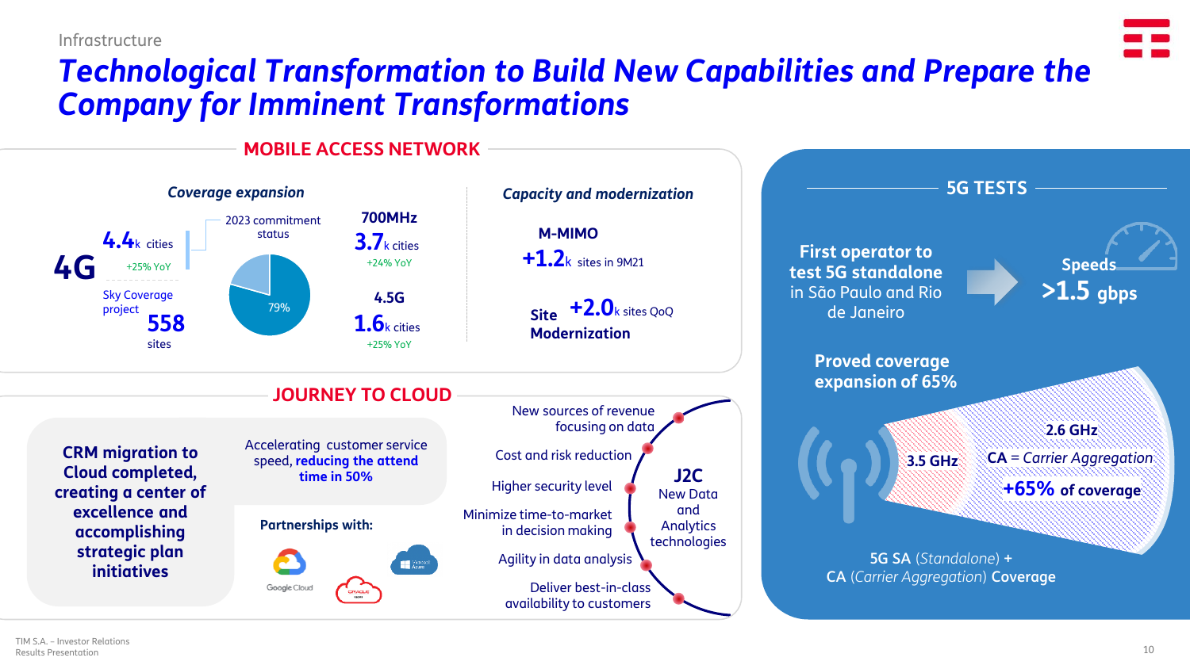Infrastructure

# Technological Transformation to Build New Capabilities and Prepare the Company for Imminent Transformations

## MOBILE ACCESS NETWORK

### *Coverage expansion*

**4G**

**4.4**k cities
+25% YoY

Sky Coverage project
**558** sites

2023 commitment status
79%

**700MHz**
**3.7**k cities
+24% YoY

**4.5G**
**1.6**k cities
+25% YoY

### *Capacity and modernization*

**M-MIMO**
**+1.2**k sites in 9M21

**Site Modernization**
**+2.0**k sites QoQ

## 5G TESTS

**First operator to test 5G standalone** in São Paulo and Rio de Janeiro

**Speeds >1.5 gbps**

**Proved coverage expansion of 65%**

**3.5 GHz**

**2.6 GHz**
**CA** = *Carrier Aggregation*
**+65%** **of coverage**

5G SA (*Standalone*) + CA (*Carrier Aggregation*) **Coverage**

## JOURNEY TO CLOUD

**CRM migration to Cloud completed, creating a center of excellence and accomplishing strategic plan initiatives**

Accelerating customer service speed, **reducing the attend time in 50%**

**Partnerships with:**

Google Cloud, Oracle, Microsoft Azure

**J2C**
New Data and Analytics technologies

- New sources of revenue focusing on data
- Cost and risk reduction
- Higher security level
- Minimize time-to-market in decision making
- Agility in data analysis
- Deliver best-in-class availability to customers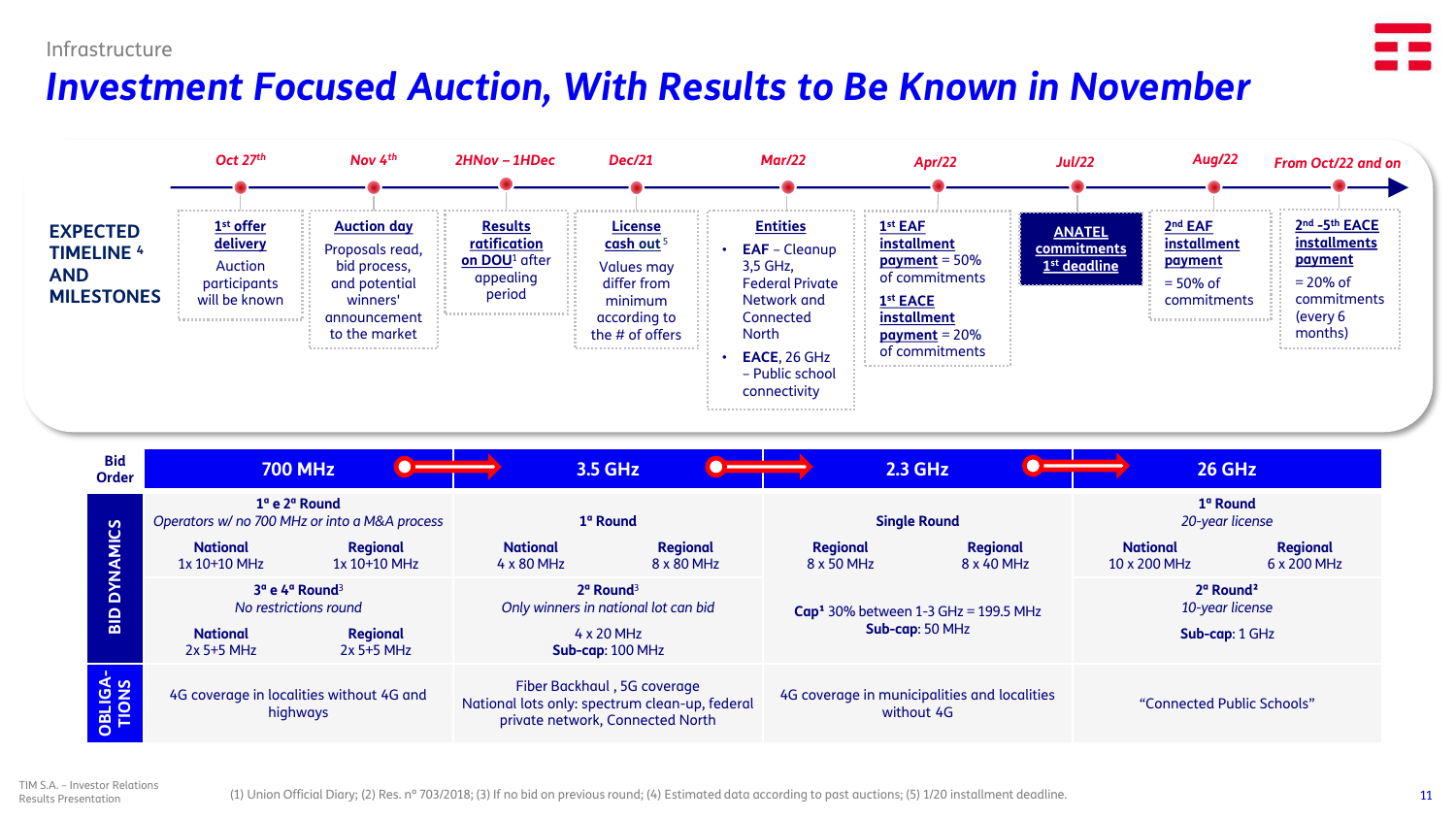Infrastructure

# Investment Focused Auction, With Results to Be Known in November

## EXPECTED TIMELINE [4] AND MILESTONES

| Date | Milestone |
|---|---|
| Oct 27th | **1st offer delivery** – Auction participants will be known |
| Nov 4th | **Auction day** – Proposals read, bid process, and potential winners' announcement to the market |
| 2HNov – 1HDec | **Results ratification on DOU[1]** after appealing period |
| Dec/21 | **License cash out [5]** – Values may differ from minimum according to the # of offers |
| Mar/22 | **Entities** <br>• **EAF** – Cleanup 3,5 GHz, Federal Private Network and Connected North <br>• **EACE**, 26 GHz – Public school connectivity |
| Apr/22 | **1st EAF installment payment** = 50% of commitments <br>**1st EACE installment payment** = 20% of commitments |
| Jul/22 | **ANATEL commitments 1st deadline** |
| Aug/22 | **2nd EAF installment payment** = 50% of commitments |
| From Oct/22 and on | **2nd -5th EACE installments payment** = 20% of commitments (every 6 months) |

| Bid Order | 700 MHz | 3.5 GHz | 2.3 GHz | 26 GHz |
|---|---|---|---|---|
| **BID DYNAMICS** | **1ª e 2ª Round** <br>*Operators w/ no 700 MHz or into a M&A process* <br>**National** 1x 10+10 MHz; **Regional** 1x 10+10 MHz | **1ª Round** <br>**National** 4 x 80 MHz; **Regional** 8 x 80 MHz | **Single Round** <br>**Regional** 8 x 50 MHz; **Regional** 8 x 40 MHz | **1ª Round** <br>*20-year license* <br>**National** 10 x 200 MHz; **Regional** 6 x 200 MHz |
| | **3ª e 4ª Round[3]** <br>*No restrictions round* <br>**National** 2x 5+5 MHz; **Regional** 2x 5+5 MHz | **2ª Round[3]** <br>*Only winners in national lot can bid* <br>4 x 20 MHz <br>**Sub-cap**: 100 MHz | **Cap[1]** 30% between 1-3 GHz = 199.5 MHz <br>**Sub-cap**: 50 MHz | **2ª Round[2]** <br>*10-year license* <br>**Sub-cap**: 1 GHz |
| **OBLIGA-TIONS** | 4G coverage in localities without 4G and highways | Fiber Backhaul , 5G coverage <br>National lots only: spectrum clean-up, federal private network, Connected North | 4G coverage in municipalities and localities without 4G | "Connected Public Schools" |

(1) Union Official Diary; (2) Res. nº 703/2018; (3) If no bid on previous round; (4) Estimated data according to past auctions; (5) 1/20 installment deadline.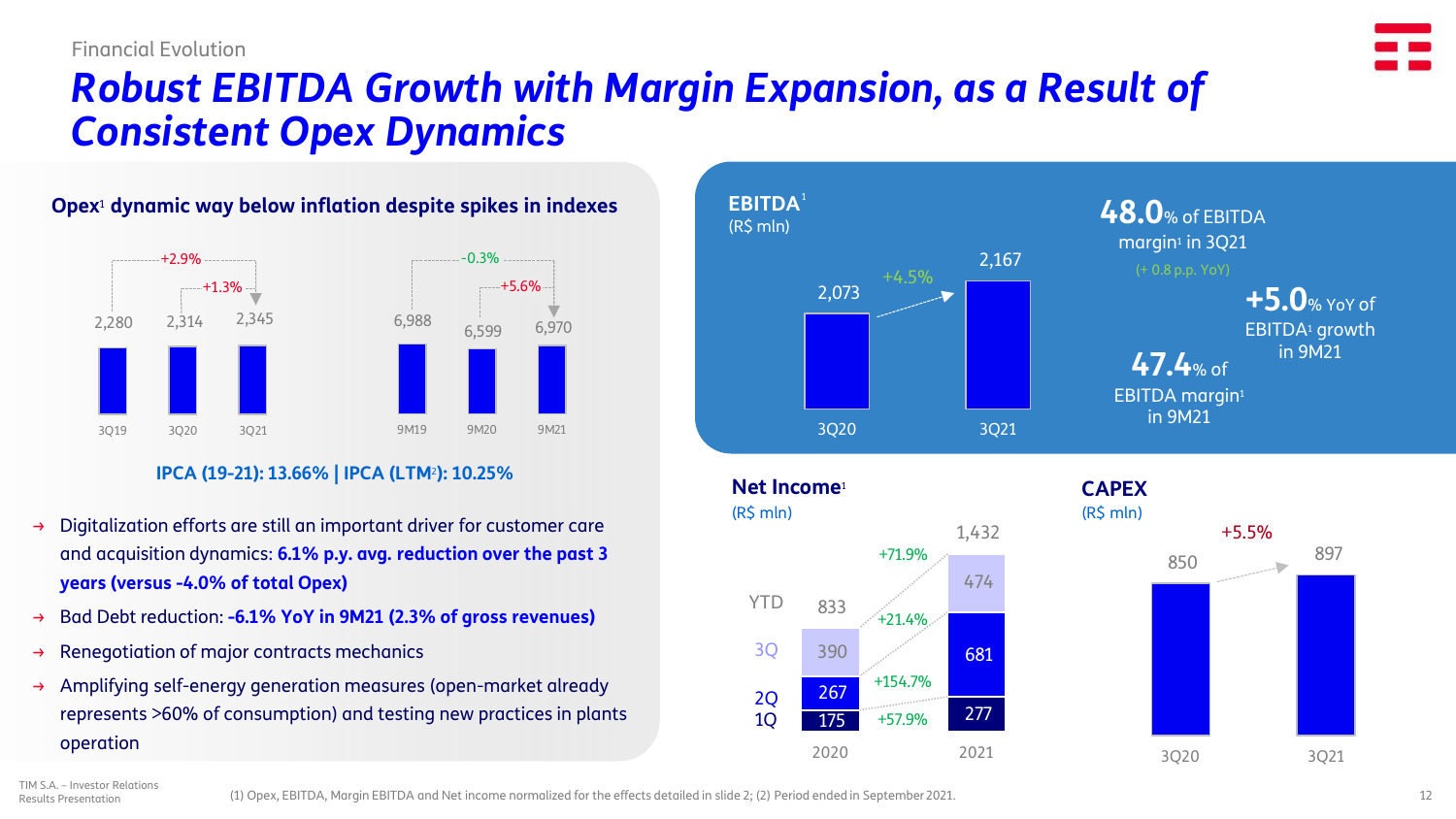Financial Evolution

# Robust EBITDA Growth with Margin Expansion, as a Result of Consistent Opex Dynamics

## Opex[1] dynamic way below inflation despite spikes in indexes

| | 3Q19 | 3Q20 | 3Q21 |
|---|---|---|---|
| Opex | 2,280 | 2,314 | 2,345 |

3Q19 → 3Q21: +2.9%; 3Q20 → 3Q21: +1.3%

| | 9M19 | 9M20 | 9M21 |
|---|---|---|---|
| Opex | 6,988 | 6,599 | 6,970 |

9M19 → 9M21: -0.3%; 9M20 → 9M21: +5.6%

**IPCA (19-21): 13.66% | IPCA (LTM[2]): 10.25%**

- Digitalization efforts are still an important driver for customer care and acquisition dynamics: **6.1% p.y. avg. reduction over the past 3 years (versus -4.0% of total Opex)**
- Bad Debt reduction: **-6.1% YoY in 9M21 (2.3% of gross revenues)**
- Renegotiation of major contracts mechanics
- Amplifying self-energy generation measures (open-market already represents >60% of consumption) and testing new practices in plants operation

## EBITDA[1]

(R$ mln)

| 3Q20 | 3Q21 |
|---|---|
| 2,073 | 2,167 |

+4.5%

**48.0%** of EBITDA margin[1] in 3Q21 (+ 0.8 p.p. YoY)

**+5.0%** YoY of EBITDA[1] growth in 9M21

**47.4%** of EBITDA margin[1] in 9M21

## Net Income[1]

(R$ mln)

| | 2020 | 2021 | YoY |
|---|---|---|---|
| YTD | 833 | 1,432 | +71.9% |
| 3Q | 390 | 474 | +21.4% |
| 2Q | 267 | 681 | +154.7% |
| 1Q | 175 | 277 | +57.9% |

## CAPEX

(R$ mln)

| 3Q20 | 3Q21 |
|---|---|
| 850 | 897 |

+5.5%

(1) Opex, EBITDA, Margin EBITDA and Net income normalized for the effects detailed in slide 2; (2) Period ended in September 2021.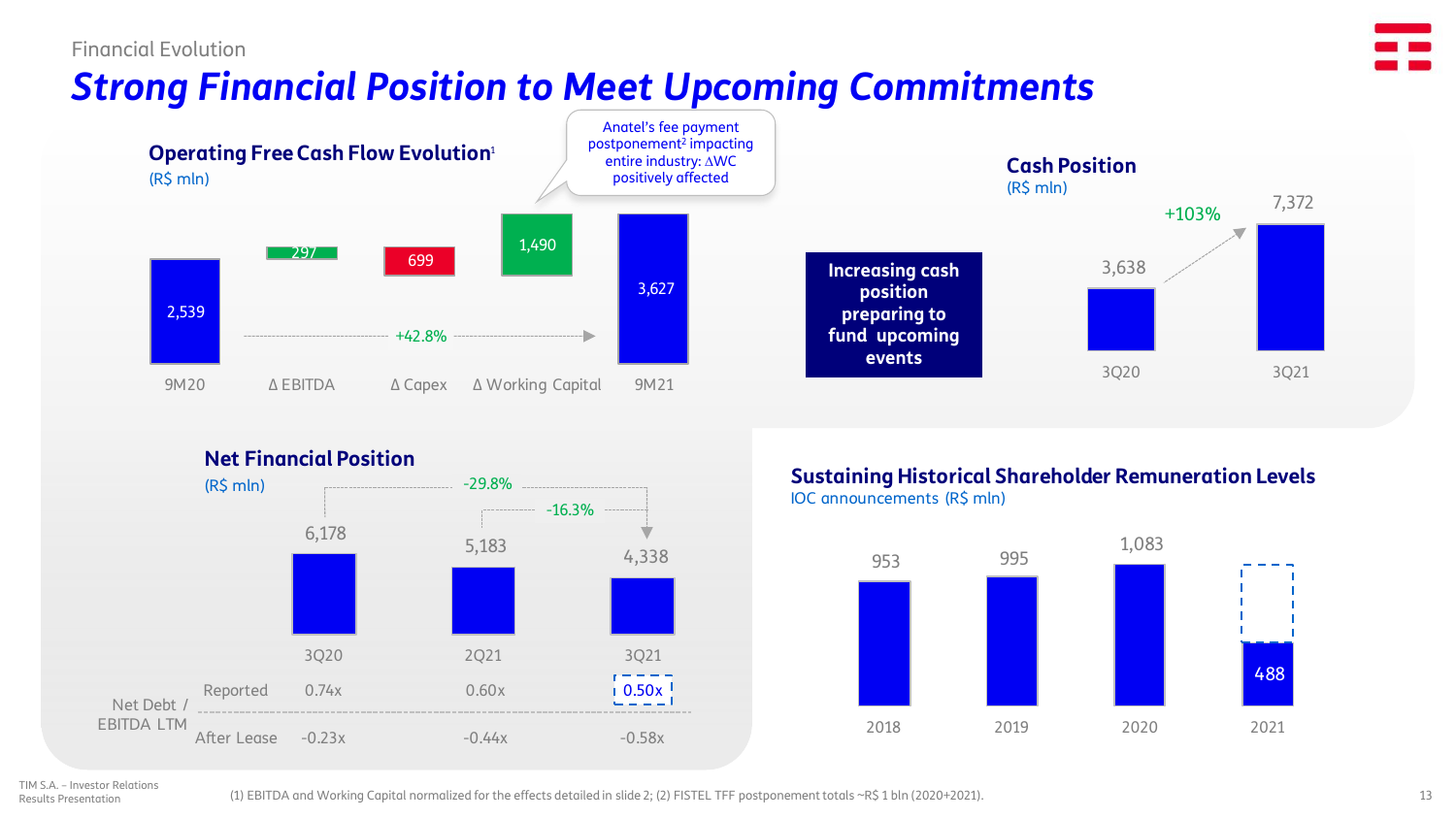Financial Evolution

# Strong Financial Position to Meet Upcoming Commitments

## Operating Free Cash Flow Evolution[1]

(R$ mln)

| 9M20 | Δ EBITDA | Δ Capex | Δ Working Capital | 9M21 |
|---|---|---|---|---|
| 2,539 | 297 | 699 | 1,490 | 3,627 |

+42.8%

Anatel's fee payment postponement[2] impacting entire industry: ΔWC positively affected

## Cash Position

(R$ mln)

**Increasing cash position preparing to fund upcoming events**

| 3Q20 | 3Q21 |
|---|---|
| 3,638 | 7,372 |

+103%

## Net Financial Position

(R$ mln)

| | | 3Q20 | 2Q21 | 3Q21 |
|---|---|---|---|---|
| | | 6,178 | 5,183 | 4,338 |
| Net Debt / EBITDA LTM | Reported | 0.74x | 0.60x | 0.50x |
| | After Lease | -0.23x | -0.44x | -0.58x |

3Q20 to 3Q21: -29.8%; 2Q21 to 3Q21: -16.3%

## Sustaining Historical Shareholder Remuneration Levels

IOC announcements (R$ mln)

| 2018 | 2019 | 2020 | 2021 |
|---|---|---|---|
| 953 | 995 | 1,083 | 488 |

(1) EBITDA and Working Capital normalized for the effects detailed in slide 2; (2) FISTEL TFF postponement totals ~R$ 1 bln (2020+2021).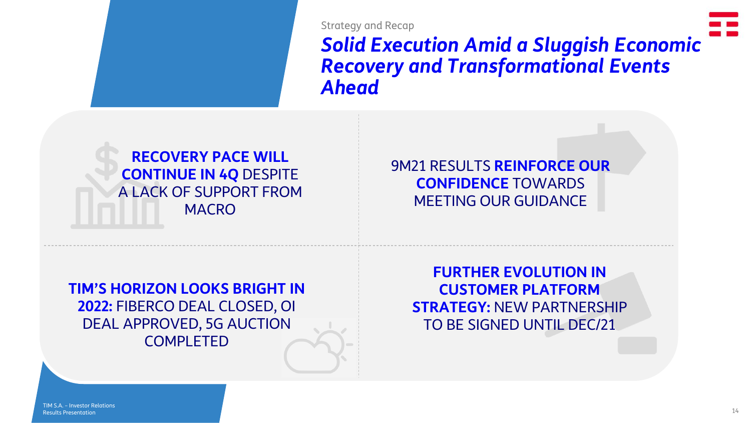Strategy and Recap

# *Solid Execution Amid a Sluggish Economic Recovery and Transformational Events Ahead*

**RECOVERY PACE WILL CONTINUE IN 4Q** DESPITE A LACK OF SUPPORT FROM MACRO

9M21 RESULTS **REINFORCE OUR CONFIDENCE** TOWARDS MEETING OUR GUIDANCE

**TIM'S HORIZON LOOKS BRIGHT IN 2022:** FIBERCO DEAL CLOSED, OI DEAL APPROVED, 5G AUCTION COMPLETED

**FURTHER EVOLUTION IN CUSTOMER PLATFORM STRATEGY:** NEW PARTNERSHIP TO BE SIGNED UNTIL DEC/21

TIM S.A. – Investor Relations
Results Presentation